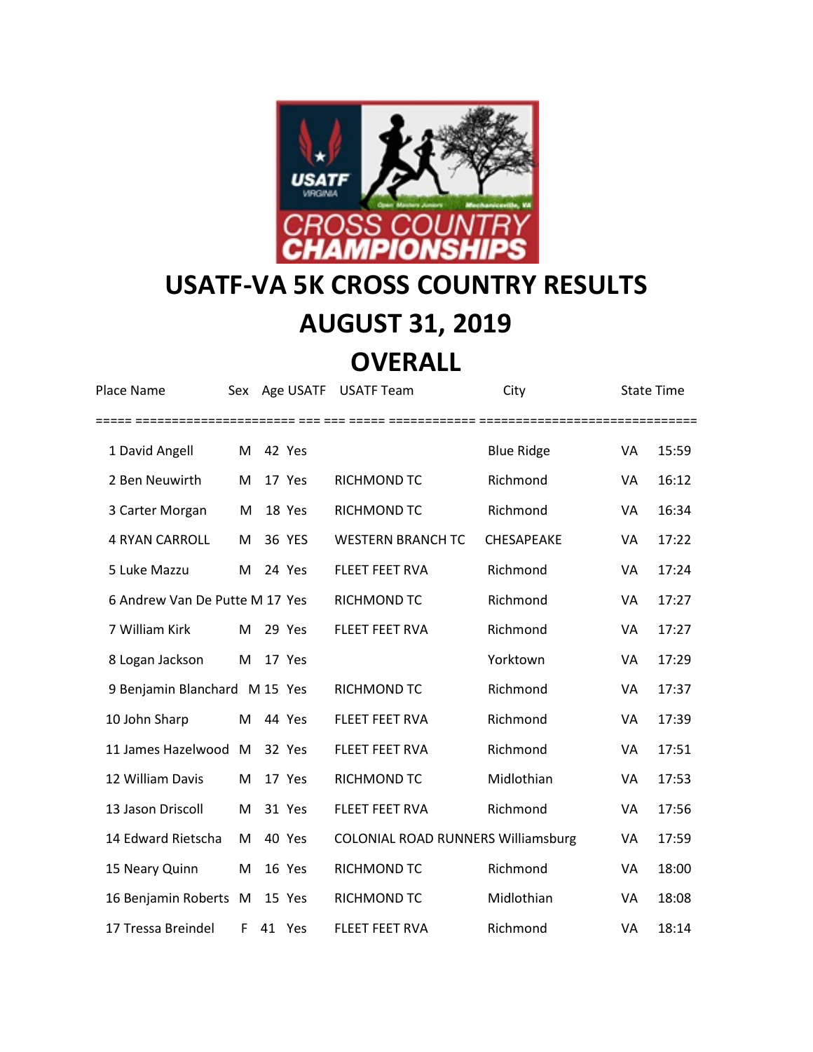# USATF-VA 5K CROSS COUNTRY RESULTS

# AUGUST 31, 2019

# OVERALL

| Place | Name | Sex | Age | USATF | USATF Team | City | State | Time |
|---|---|---|---|---|---|---|---|---|
| 1 | David Angell | M | 42 | Yes | | Blue Ridge | VA | 15:59 |
| 2 | Ben Neuwirth | M | 17 | Yes | RICHMOND TC | Richmond | VA | 16:12 |
| 3 | Carter Morgan | M | 18 | Yes | RICHMOND TC | Richmond | VA | 16:34 |
| 4 | RYAN CARROLL | M | 36 | YES | WESTERN BRANCH TC | CHESAPEAKE | VA | 17:22 |
| 5 | Luke Mazzu | M | 24 | Yes | FLEET FEET RVA | Richmond | VA | 17:24 |
| 6 | Andrew Van De Putte | M | 17 | Yes | RICHMOND TC | Richmond | VA | 17:27 |
| 7 | William Kirk | M | 29 | Yes | FLEET FEET RVA | Richmond | VA | 17:27 |
| 8 | Logan Jackson | M | 17 | Yes | | Yorktown | VA | 17:29 |
| 9 | Benjamin Blanchard | M | 15 | Yes | RICHMOND TC | Richmond | VA | 17:37 |
| 10 | John Sharp | M | 44 | Yes | FLEET FEET RVA | Richmond | VA | 17:39 |
| 11 | James Hazelwood | M | 32 | Yes | FLEET FEET RVA | Richmond | VA | 17:51 |
| 12 | William Davis | M | 17 | Yes | RICHMOND TC | Midlothian | VA | 17:53 |
| 13 | Jason Driscoll | M | 31 | Yes | FLEET FEET RVA | Richmond | VA | 17:56 |
| 14 | Edward Rietscha | M | 40 | Yes | COLONIAL ROAD RUNNERS | Williamsburg | VA | 17:59 |
| 15 | Neary Quinn | M | 16 | Yes | RICHMOND TC | Richmond | VA | 18:00 |
| 16 | Benjamin Roberts | M | 15 | Yes | RICHMOND TC | Midlothian | VA | 18:08 |
| 17 | Tressa Breindel | F | 41 | Yes | FLEET FEET RVA | Richmond | VA | 18:14 |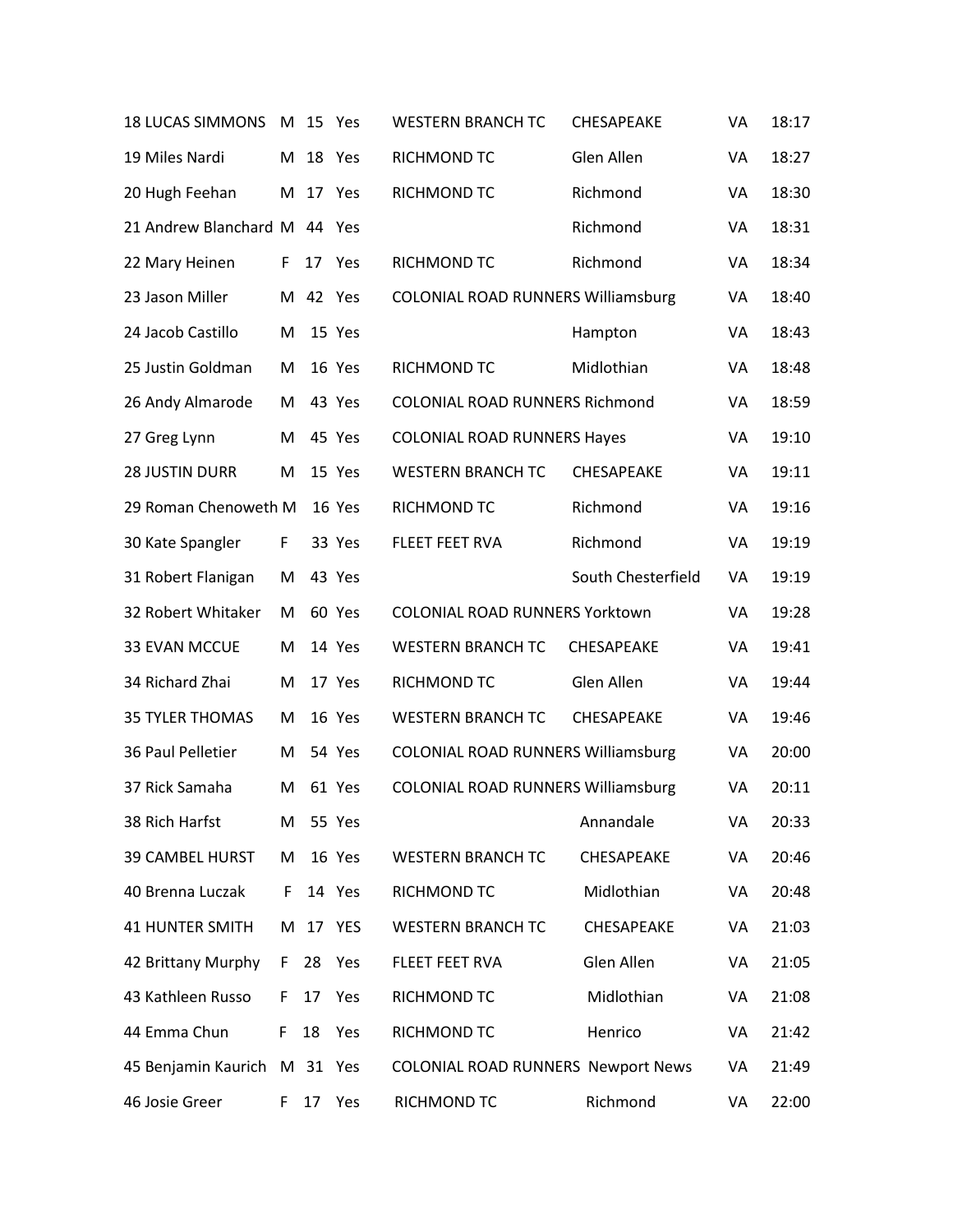| | | | | | | | |
|---|---|---|---|---|---|---|---|
| 18 LUCAS SIMMONS | M | 15 | Yes | WESTERN BRANCH TC | CHESAPEAKE | VA | 18:17 |
| 19 Miles Nardi | M | 18 | Yes | RICHMOND TC | Glen Allen | VA | 18:27 |
| 20 Hugh Feehan | M | 17 | Yes | RICHMOND TC | Richmond | VA | 18:30 |
| 21 Andrew Blanchard | M | 44 | Yes | | Richmond | VA | 18:31 |
| 22 Mary Heinen | F | 17 | Yes | RICHMOND TC | Richmond | VA | 18:34 |
| 23 Jason Miller | M | 42 | Yes | COLONIAL ROAD RUNNERS | Williamsburg | VA | 18:40 |
| 24 Jacob Castillo | M | 15 | Yes | | Hampton | VA | 18:43 |
| 25 Justin Goldman | M | 16 | Yes | RICHMOND TC | Midlothian | VA | 18:48 |
| 26 Andy Almarode | M | 43 | Yes | COLONIAL ROAD RUNNERS | Richmond | VA | 18:59 |
| 27 Greg Lynn | M | 45 | Yes | COLONIAL ROAD RUNNERS | Hayes | VA | 19:10 |
| 28 JUSTIN DURR | M | 15 | Yes | WESTERN BRANCH TC | CHESAPEAKE | VA | 19:11 |
| 29 Roman Chenoweth | M | 16 | Yes | RICHMOND TC | Richmond | VA | 19:16 |
| 30 Kate Spangler | F | 33 | Yes | FLEET FEET RVA | Richmond | VA | 19:19 |
| 31 Robert Flanigan | M | 43 | Yes | | South Chesterfield | VA | 19:19 |
| 32 Robert Whitaker | M | 60 | Yes | COLONIAL ROAD RUNNERS | Yorktown | VA | 19:28 |
| 33 EVAN MCCUE | M | 14 | Yes | WESTERN BRANCH TC | CHESAPEAKE | VA | 19:41 |
| 34 Richard Zhai | M | 17 | Yes | RICHMOND TC | Glen Allen | VA | 19:44 |
| 35 TYLER THOMAS | M | 16 | Yes | WESTERN BRANCH TC | CHESAPEAKE | VA | 19:46 |
| 36 Paul Pelletier | M | 54 | Yes | COLONIAL ROAD RUNNERS | Williamsburg | VA | 20:00 |
| 37 Rick Samaha | M | 61 | Yes | COLONIAL ROAD RUNNERS | Williamsburg | VA | 20:11 |
| 38 Rich Harfst | M | 55 | Yes | | Annandale | VA | 20:33 |
| 39 CAMBEL HURST | M | 16 | Yes | WESTERN BRANCH TC | CHESAPEAKE | VA | 20:46 |
| 40 Brenna Luczak | F | 14 | Yes | RICHMOND TC | Midlothian | VA | 20:48 |
| 41 HUNTER SMITH | M | 17 | YES | WESTERN BRANCH TC | CHESAPEAKE | VA | 21:03 |
| 42 Brittany Murphy | F | 28 | Yes | FLEET FEET RVA | Glen Allen | VA | 21:05 |
| 43 Kathleen Russo | F | 17 | Yes | RICHMOND TC | Midlothian | VA | 21:08 |
| 44 Emma Chun | F | 18 | Yes | RICHMOND TC | Henrico | VA | 21:42 |
| 45 Benjamin Kaurich | M | 31 | Yes | COLONIAL ROAD RUNNERS | Newport News | VA | 21:49 |
| 46 Josie Greer | F | 17 | Yes | RICHMOND TC | Richmond | VA | 22:00 |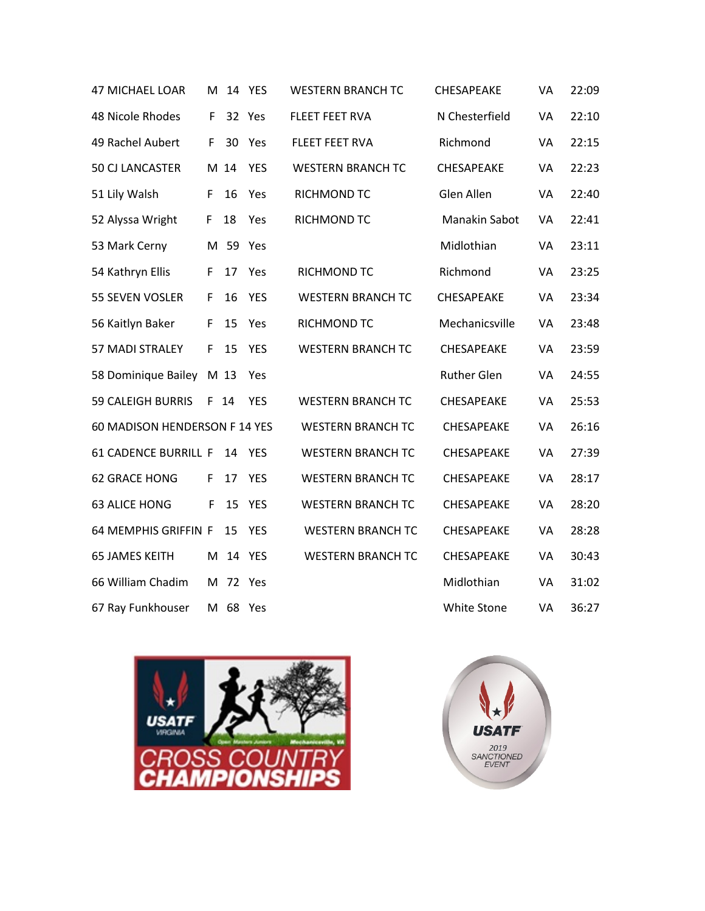| | | | | | | | | |
|---|---|---|---|---|---|---|---|---|
| 47 | MICHAEL LOAR | M | 14 | YES | WESTERN BRANCH TC | CHESAPEAKE | VA | 22:09 |
| 48 | Nicole Rhodes | F | 32 | Yes | FLEET FEET RVA | N Chesterfield | VA | 22:10 |
| 49 | Rachel Aubert | F | 30 | Yes | FLEET FEET RVA | Richmond | VA | 22:15 |
| 50 | CJ LANCASTER | M | 14 | YES | WESTERN BRANCH TC | CHESAPEAKE | VA | 22:23 |
| 51 | Lily Walsh | F | 16 | Yes | RICHMOND TC | Glen Allen | VA | 22:40 |
| 52 | Alyssa Wright | F | 18 | Yes | RICHMOND TC | Manakin Sabot | VA | 22:41 |
| 53 | Mark Cerny | M | 59 | Yes | | Midlothian | VA | 23:11 |
| 54 | Kathryn Ellis | F | 17 | Yes | RICHMOND TC | Richmond | VA | 23:25 |
| 55 | SEVEN VOSLER | F | 16 | YES | WESTERN BRANCH TC | CHESAPEAKE | VA | 23:34 |
| 56 | Kaitlyn Baker | F | 15 | Yes | RICHMOND TC | Mechanicsville | VA | 23:48 |
| 57 | MADI STRALEY | F | 15 | YES | WESTERN BRANCH TC | CHESAPEAKE | VA | 23:59 |
| 58 | Dominique Bailey | M | 13 | Yes | | Ruther Glen | VA | 24:55 |
| 59 | CALEIGH BURRIS | F | 14 | YES | WESTERN BRANCH TC | CHESAPEAKE | VA | 25:53 |
| 60 | MADISON HENDERSON | F | 14 | YES | WESTERN BRANCH TC | CHESAPEAKE | VA | 26:16 |
| 61 | CADENCE BURRILL | F | 14 | YES | WESTERN BRANCH TC | CHESAPEAKE | VA | 27:39 |
| 62 | GRACE HONG | F | 17 | YES | WESTERN BRANCH TC | CHESAPEAKE | VA | 28:17 |
| 63 | ALICE HONG | F | 15 | YES | WESTERN BRANCH TC | CHESAPEAKE | VA | 28:20 |
| 64 | MEMPHIS GRIFFIN | F | 15 | YES | WESTERN BRANCH TC | CHESAPEAKE | VA | 28:28 |
| 65 | JAMES KEITH | M | 14 | YES | WESTERN BRANCH TC | CHESAPEAKE | VA | 30:43 |
| 66 | William Chadim | M | 72 | Yes | | Midlothian | VA | 31:02 |
| 67 | Ray Funkhouser | M | 68 | Yes | | White Stone | VA | 36:27 |

USATF VIRGINIA CROSS COUNTRY CHAMPIONSHIPS

USATF 2019 SANCTIONED EVENT